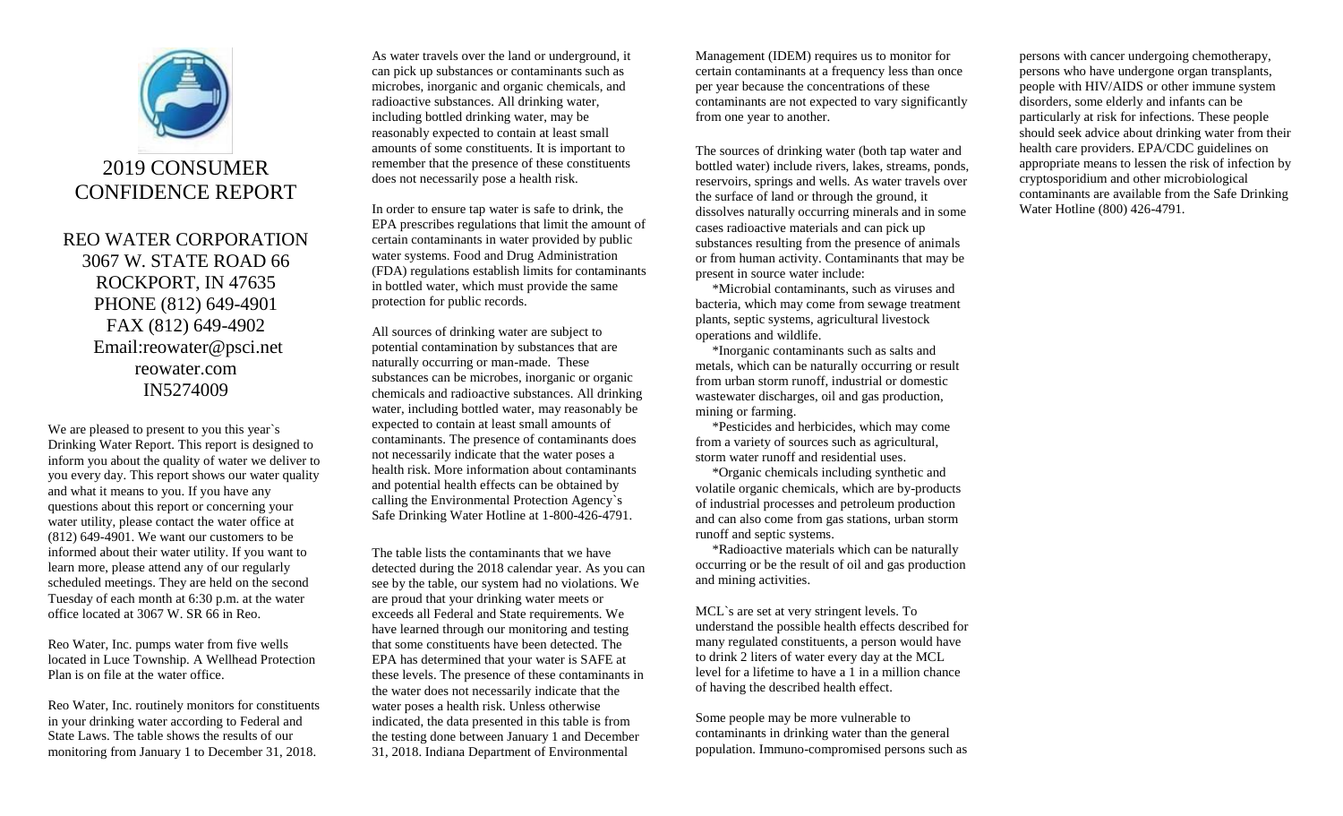# 2019 CONSUMER CONFIDENCE REPORT

## REO WATER CORPORATION
3067 W. STATE ROAD 66
ROCKPORT, IN 47635
PHONE (812) 649-4901
FAX (812) 649-4902
Email:reowater@psci.net
reowater.com
IN5274009

We are pleased to present to you this year`s Drinking Water Report. This report is designed to inform you about the quality of water we deliver to you every day. This report shows our water quality and what it means to you. If you have any questions about this report or concerning your water utility, please contact the water office at (812) 649-4901. We want our customers to be informed about their water utility. If you want to learn more, please attend any of our regularly scheduled meetings. They are held on the second Tuesday of each month at 6:30 p.m. at the water office located at 3067 W. SR 66 in Reo.

Reo Water, Inc. pumps water from five wells located in Luce Township. A Wellhead Protection Plan is on file at the water office.

Reo Water, Inc. routinely monitors for constituents in your drinking water according to Federal and State Laws. The table shows the results of our monitoring from January 1 to December 31, 2018.

As water travels over the land or underground, it can pick up substances or contaminants such as microbes, inorganic and organic chemicals, and radioactive substances. All drinking water, including bottled drinking water, may be reasonably expected to contain at least small amounts of some constituents. It is important to remember that the presence of these constituents does not necessarily pose a health risk.

In order to ensure tap water is safe to drink, the EPA prescribes regulations that limit the amount of certain contaminants in water provided by public water systems. Food and Drug Administration (FDA) regulations establish limits for contaminants in bottled water, which must provide the same protection for public records.

All sources of drinking water are subject to potential contamination by substances that are naturally occurring or man-made. These substances can be microbes, inorganic or organic chemicals and radioactive substances. All drinking water, including bottled water, may reasonably be expected to contain at least small amounts of contaminants. The presence of contaminants does not necessarily indicate that the water poses a health risk. More information about contaminants and potential health effects can be obtained by calling the Environmental Protection Agency`s Safe Drinking Water Hotline at 1-800-426-4791.

The table lists the contaminants that we have detected during the 2018 calendar year. As you can see by the table, our system had no violations. We are proud that your drinking water meets or exceeds all Federal and State requirements. We have learned through our monitoring and testing that some constituents have been detected. The EPA has determined that your water is SAFE at these levels. The presence of these contaminants in the water does not necessarily indicate that the water poses a health risk. Unless otherwise indicated, the data presented in this table is from the testing done between January 1 and December 31, 2018. Indiana Department of Environmental Management (IDEM) requires us to monitor for certain contaminants at a frequency less than once per year because the concentrations of these contaminants are not expected to vary significantly from one year to another.

The sources of drinking water (both tap water and bottled water) include rivers, lakes, streams, ponds, reservoirs, springs and wells. As water travels over the surface of land or through the ground, it dissolves naturally occurring minerals and in some cases radioactive materials and can pick up substances resulting from the presence of animals or from human activity. Contaminants that may be present in source water include:

*Microbial contaminants, such as viruses and bacteria, which may come from sewage treatment plants, septic systems, agricultural livestock operations and wildlife.

*Inorganic contaminants such as salts and metals, which can be naturally occurring or result from urban storm runoff, industrial or domestic wastewater discharges, oil and gas production, mining or farming.

*Pesticides and herbicides, which may come from a variety of sources such as agricultural, storm water runoff and residential uses.

*Organic chemicals including synthetic and volatile organic chemicals, which are by-products of industrial processes and petroleum production and can also come from gas stations, urban storm runoff and septic systems.

*Radioactive materials which can be naturally occurring or be the result of oil and gas production and mining activities.

MCL`s are set at very stringent levels. To understand the possible health effects described for many regulated constituents, a person would have to drink 2 liters of water every day at the MCL level for a lifetime to have a 1 in a million chance of having the described health effect.

Some people may be more vulnerable to contaminants in drinking water than the general population. Immuno-compromised persons such as persons with cancer undergoing chemotherapy, persons who have undergone organ transplants, people with HIV/AIDS or other immune system disorders, some elderly and infants can be particularly at risk for infections. These people should seek advice about drinking water from their health care providers. EPA/CDC guidelines on appropriate means to lessen the risk of infection by cryptosporidium and other microbiological contaminants are available from the Safe Drinking Water Hotline (800) 426-4791.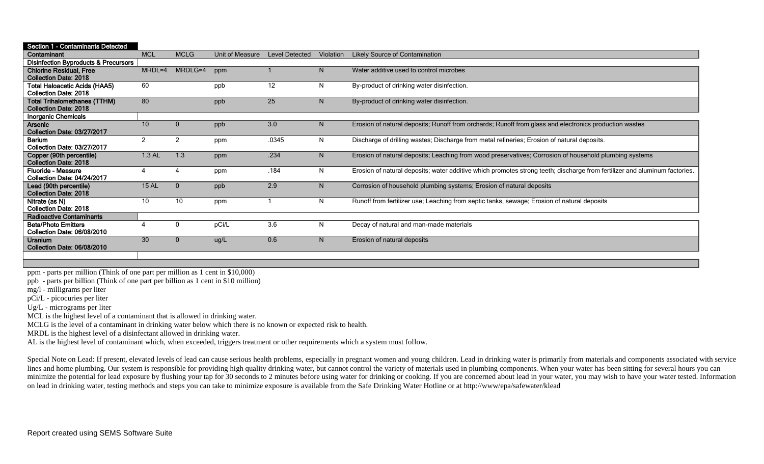| Section 1 - Contaminants Detected | | | | | | |
|---|---|---|---|---|---|---|
| **Contaminant** | **MCL** | **MCLG** | **Unit of Measure** | **Level Detected** | **Violation** | **Likely Source of Contamination** |
| **Disinfection Byproducts & Precursors** | | | | | | |
| **Chlorine Residual, Free**<br>**Collection Date: 2018** | MRDL=4 | MRDLG=4 | ppm | 1 | N | Water additive used to control microbes |
| **Total Haloacetic Acids (HAA5)**<br>**Collection Date: 2018** | 60 | | ppb | 12 | N | By-product of drinking water disinfection. |
| **Total Trihalomethanes (TTHM)**<br>**Collection Date: 2018** | 80 | | ppb | 25 | N | By-product of drinking water disinfection. |
| **Inorganic Chemicals** | | | | | | |
| **Arsenic**<br>**Collection Date: 03/27/2017** | 10 | 0 | ppb | 3.0 | N | Erosion of natural deposits; Runoff from orchards; Runoff from glass and electronics production wastes |
| **Barium**<br>**Collection Date: 03/27/2017** | 2 | 2 | ppm | .0345 | N | Discharge of drilling wastes; Discharge from metal refineries; Erosion of natural deposits. |
| **Copper (90th percentile)**<br>**Collection Date: 2018** | 1.3 AL | 1.3 | ppm | .234 | N | Erosion of natural deposits; Leaching from wood preservatives; Corrosion of household plumbing systems |
| **Fluoride - Measure**<br>**Collection Date: 04/24/2017** | 4 | 4 | ppm | .184 | N | Erosion of natural deposits; water additive which promotes strong teeth; discharge from fertilizer and aluminum factories. |
| **Lead (90th percentile)**<br>**Collection Date: 2018** | 15 AL | 0 | ppb | 2.9 | N | Corrosion of household plumbing systems; Erosion of natural deposits |
| **Nitrate (as N)**<br>**Collection Date: 2018** | 10 | 10 | ppm | 1 | N | Runoff from fertilizer use; Leaching from septic tanks, sewage; Erosion of natural deposits |
| **Radioactive Contaminants** | | | | | | |
| **Beta/Photo Emitters**<br>**Collection Date: 06/08/2010** | 4 | 0 | pCi/L | 3.6 | N | Decay of natural and man-made materials |
| **Uranium**<br>**Collection Date: 06/08/2010** | 30 | 0 | ug/L | 0.6 | N | Erosion of natural deposits |

ppm - parts per million (Think of one part per million as 1 cent in $10,000)

ppb - parts per billion (Think of one part per billion as 1 cent in $10 million)

mg/l - milligrams per liter

pCi/L - picocuries per liter

Ug/L - micrograms per liter

MCL is the highest level of a contaminant that is allowed in drinking water.

MCLG is the level of a contaminant in drinking water below which there is no known or expected risk to health.

MRDL is the highest level of a disinfectant allowed in drinking water.

AL is the highest level of contaminant which, when exceeded, triggers treatment or other requirements which a system must follow.

Special Note on Lead: If present, elevated levels of lead can cause serious health problems, especially in pregnant women and young children. Lead in drinking water is primarily from materials and components associated with service lines and home plumbing. Our system is responsible for providing high quality drinking water, but cannot control the variety of materials used in plumbing components. When your water has been sitting for several hours you can minimize the potential for lead exposure by flushing your tap for 30 seconds to 2 minutes before using water for drinking or cooking. If you are concerned about lead in your water, you may wish to have your water tested. Information on lead in drinking water, testing methods and steps you can take to minimize exposure is available from the Safe Drinking Water Hotline or at http://www/epa/safewater/klead

Report created using SEMS Software Suite